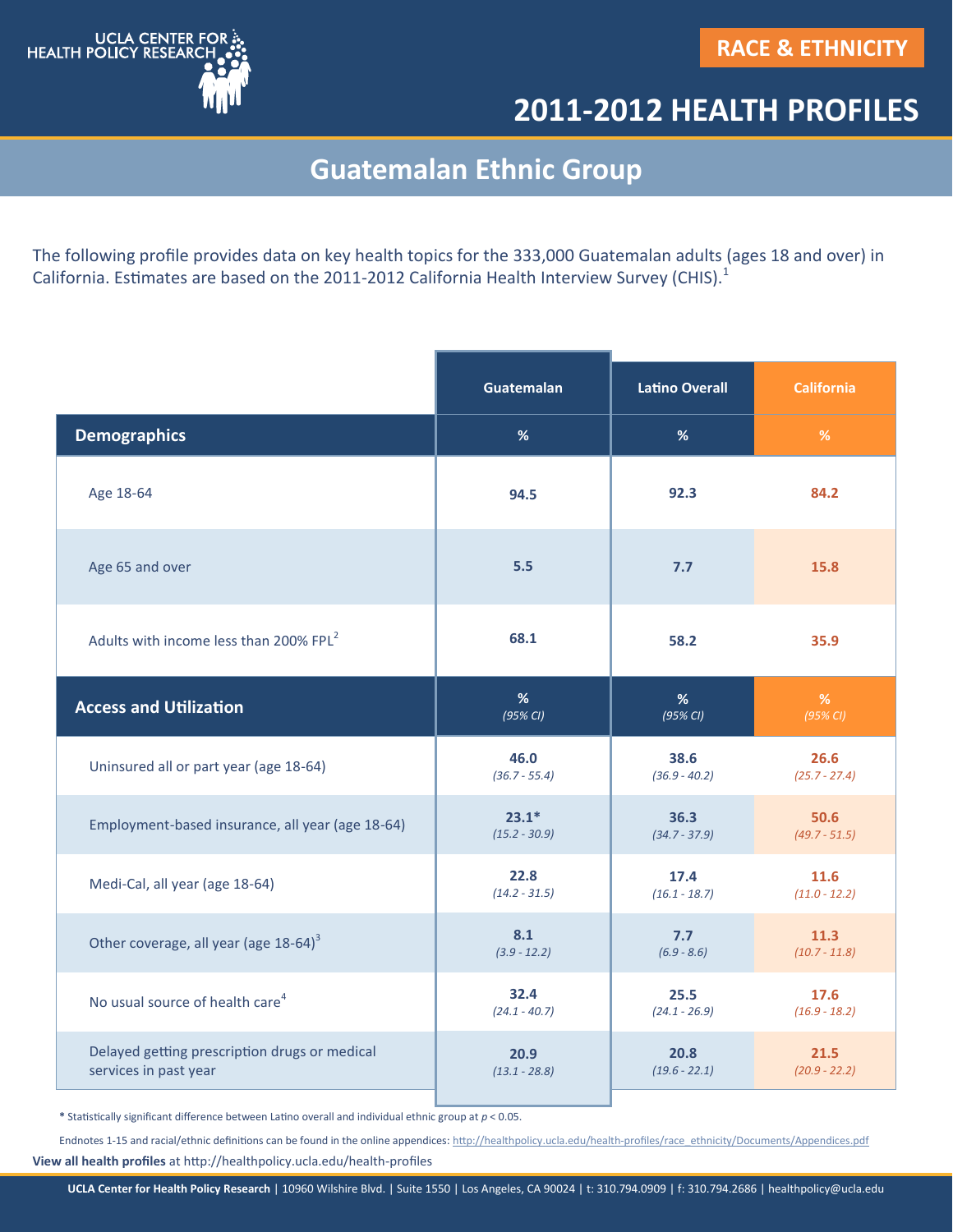UCLA CENTER FOR HEALTH POLICY RESEARCH

RACE & ETHNICITY

# 2011-2012 HEALTH PROFILES

## Guatemalan Ethnic Group

The following profile provides data on key health topics for the 333,000 Guatemalan adults (ages 18 and over) in California. Estimates are based on the 2011-2012 California Health Interview Survey (CHIS).[1]

| | Guatemalan | Latino Overall | California |
|---|---|---|---|
| **Demographics** | % | % | % |
| Age 18-64 | 94.5 | 92.3 | 84.2 |
| Age 65 and over | 5.5 | 7.7 | 15.8 |
| Adults with income less than 200% FPL[2] | 68.1 | 58.2 | 35.9 |
| **Access and Utilization** | % *(95% CI)* | % *(95% CI)* | % *(95% CI)* |
| Uninsured all or part year (age 18-64) | 46.0 *(36.7 - 55.4)* | 38.6 *(36.9 - 40.2)* | 26.6 *(25.7 - 27.4)* |
| Employment-based insurance, all year (age 18-64) | 23.1* *(15.2 - 30.9)* | 36.3 *(34.7 - 37.9)* | 50.6 *(49.7 - 51.5)* |
| Medi-Cal, all year (age 18-64) | 22.8 *(14.2 - 31.5)* | 17.4 *(16.1 - 18.7)* | 11.6 *(11.0 - 12.2)* |
| Other coverage, all year (age 18-64)[3] | 8.1 *(3.9 - 12.2)* | 7.7 *(6.9 - 8.6)* | 11.3 *(10.7 - 11.8)* |
| No usual source of health care[4] | 32.4 *(24.1 - 40.7)* | 25.5 *(24.1 - 26.9)* | 17.6 *(16.9 - 18.2)* |
| Delayed getting prescription drugs or medical services in past year | 20.9 *(13.1 - 28.8)* | 20.8 *(19.6 - 22.1)* | 21.5 *(20.9 - 22.2)* |

**\*** Statistically significant difference between Latino overall and individual ethnic group at $p < 0.05$.

Endnotes 1-15 and racial/ethnic definitions can be found in the online appendices: http://healthpolicy.ucla.edu/health-profiles/race_ethnicity/Documents/Appendices.pdf

**View all health profiles** at http://healthpolicy.ucla.edu/health-profiles

**UCLA Center for Health Policy Research** | 10960 Wilshire Blvd. | Suite 1550 | Los Angeles, CA 90024 | t: 310.794.0909 | f: 310.794.2686 | healthpolicy@ucla.edu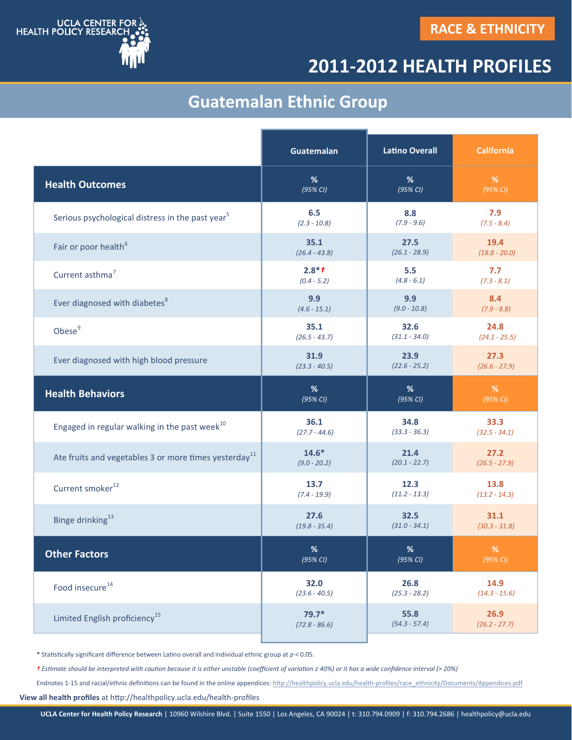UCLA CENTER FOR HEALTH POLICY RESEARCH

RACE & ETHNICITY

# 2011-2012 HEALTH PROFILES

## Guatemalan Ethnic Group

| | Guatemalan | Latino Overall | California |
|---|---|---|---|
| **Health Outcomes** | % *(95% CI)* | % *(95% CI)* | % *(95% CI)* |
| Serious psychological distress in the past year[5] | **6.5** *(2.3 - 10.8)* | **8.8** *(7.9 - 9.6)* | **7.9** *(7.5 - 8.4)* |
| Fair or poor health[6] | **35.1** *(26.4 - 43.8)* | **27.5** *(26.1 - 28.9)* | **19.4** *(18.8 - 20.0)* |
| Current asthma[7] | **2.8*†** *(0.4 - 5.2)* | **5.5** *(4.8 - 6.1)* | **7.7** *(7.3 - 8.1)* |
| Ever diagnosed with diabetes[8] | **9.9** *(4.6 - 15.1)* | **9.9** *(9.0 - 10.8)* | **8.4** *(7.9 - 8.8)* |
| Obese[9] | **35.1** *(26.5 - 43.7)* | **32.6** *(31.1 - 34.0)* | **24.8** *(24.1 - 25.5)* |
| Ever diagnosed with high blood pressure | **31.9** *(23.3 - 40.5)* | **23.9** *(22.6 - 25.2)* | **27.3** *(26.6 - 27.9)* |
| **Health Behaviors** | % *(95% CI)* | % *(95% CI)* | % *(95% CI)* |
| Engaged in regular walking in the past week[10] | **36.1** *(27.7 - 44.6)* | **34.8** *(33.3 - 36.3)* | **33.3** *(32.5 - 34.1)* |
| Ate fruits and vegetables 3 or more times yesterday[11] | **14.6*** *(9.0 - 20.2)* | **21.4** *(20.1 - 22.7)* | **27.2** *(26.5 - 27.9)* |
| Current smoker[12] | **13.7** *(7.4 - 19.9)* | **12.3** *(11.2 - 13.3)* | **13.8** *(13.2 - 14.3)* |
| Binge drinking[13] | **27.6** *(19.8 - 35.4)* | **32.5** *(31.0 - 34.1)* | **31.1** *(30.3 - 31.8)* |
| **Other Factors** | % *(95% CI)* | % *(95% CI)* | % *(95% CI)* |
| Food insecure[14] | **32.0** *(23.6 - 40.5)* | **26.8** *(25.3 - 28.2)* | **14.9** *(14.3 - 15.6)* |
| Limited English proficiency[15] | **79.7*** *(72.8 - 86.6)* | **55.8** *(54.3 - 57.4)* | **26.9** *(26.2 - 27.7)* |

**\*** Statistically significant difference between Latino overall and individual ethnic group at $p < 0.05$.

*† Estimate should be interpreted with caution because it is either unstable (coefficient of variation ≥ 40%) or it has a wide confidence interval (> 20%)*

Endnotes 1-15 and racial/ethnic definitions can be found in the online appendices: http://healthpolicy.ucla.edu/health-profiles/race_ethnicity/Documents/Appendices.pdf

**View all health profiles** at http://healthpolicy.ucla.edu/health-profiles

**UCLA Center for Health Policy Research** | 10960 Wilshire Blvd. | Suite 1550 | Los Angeles, CA 90024 | t: 310.794.0909 | f: 310.794.2686 | healthpolicy@ucla.edu